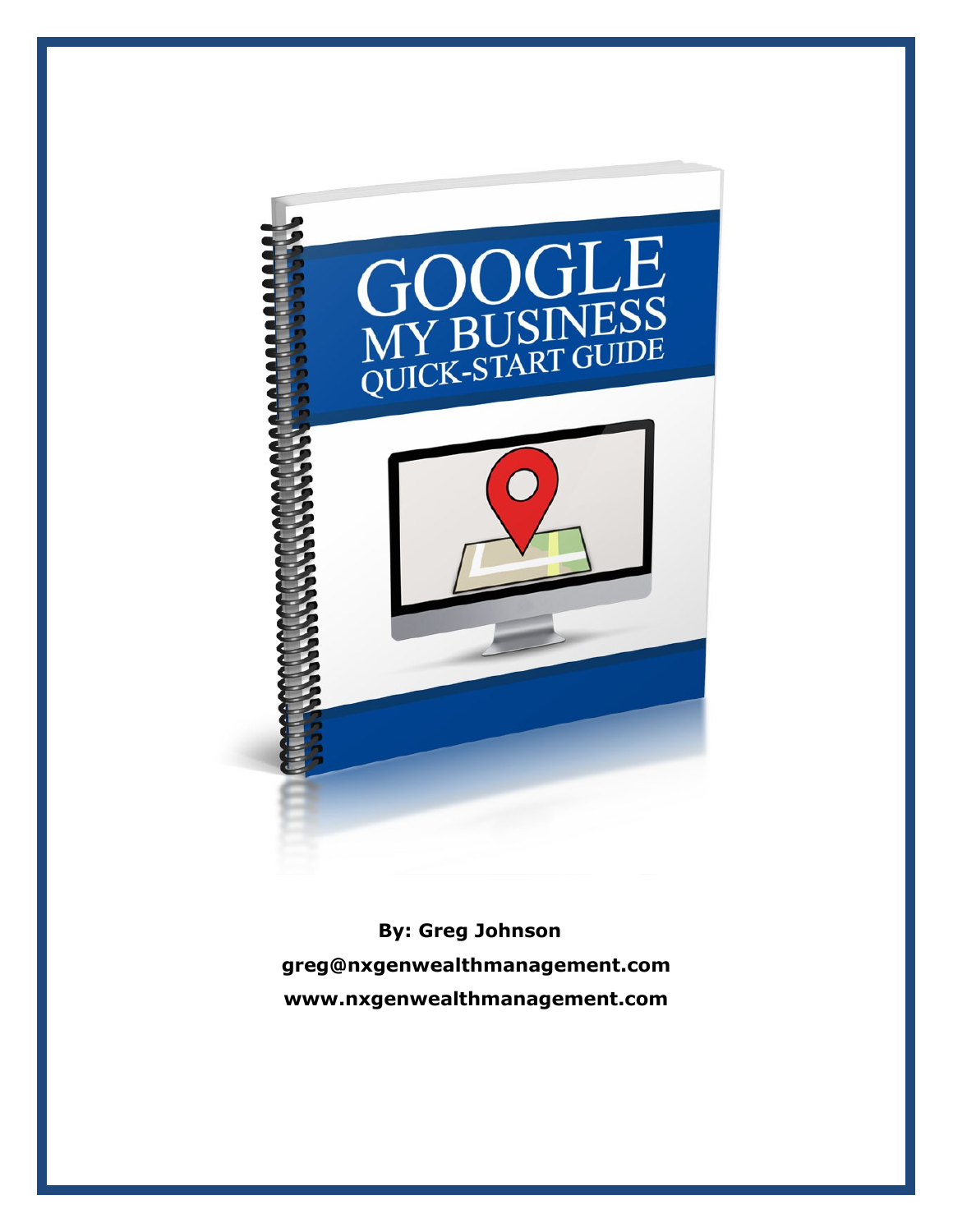# GOOGLE MY BUSINESS QUICK-START GUIDE

**By: Greg Johnson**

**greg@nxgenwealthmanagement.com**

**www.nxgenwealthmanagement.com**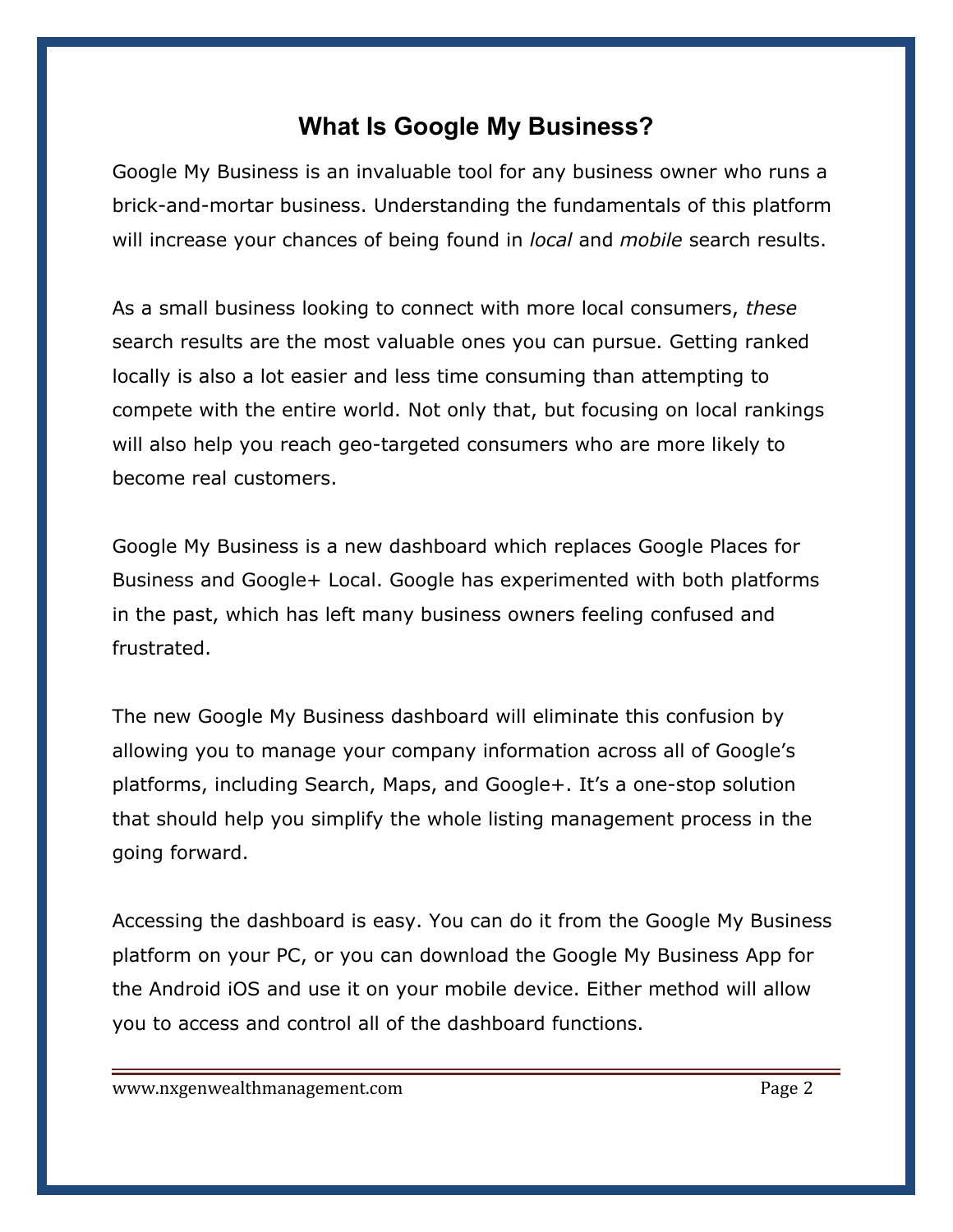# What Is Google My Business?

Google My Business is an invaluable tool for any business owner who runs a brick-and-mortar business. Understanding the fundamentals of this platform will increase your chances of being found in *local* and *mobile* search results.

As a small business looking to connect with more local consumers, *these* search results are the most valuable ones you can pursue. Getting ranked locally is also a lot easier and less time consuming than attempting to compete with the entire world. Not only that, but focusing on local rankings will also help you reach geo-targeted consumers who are more likely to become real customers.

Google My Business is a new dashboard which replaces Google Places for Business and Google+ Local. Google has experimented with both platforms in the past, which has left many business owners feeling confused and frustrated.

The new Google My Business dashboard will eliminate this confusion by allowing you to manage your company information across all of Google's platforms, including Search, Maps, and Google+. It's a one-stop solution that should help you simplify the whole listing management process in the going forward.

Accessing the dashboard is easy. You can do it from the Google My Business platform on your PC, or you can download the Google My Business App for the Android iOS and use it on your mobile device. Either method will allow you to access and control all of the dashboard functions.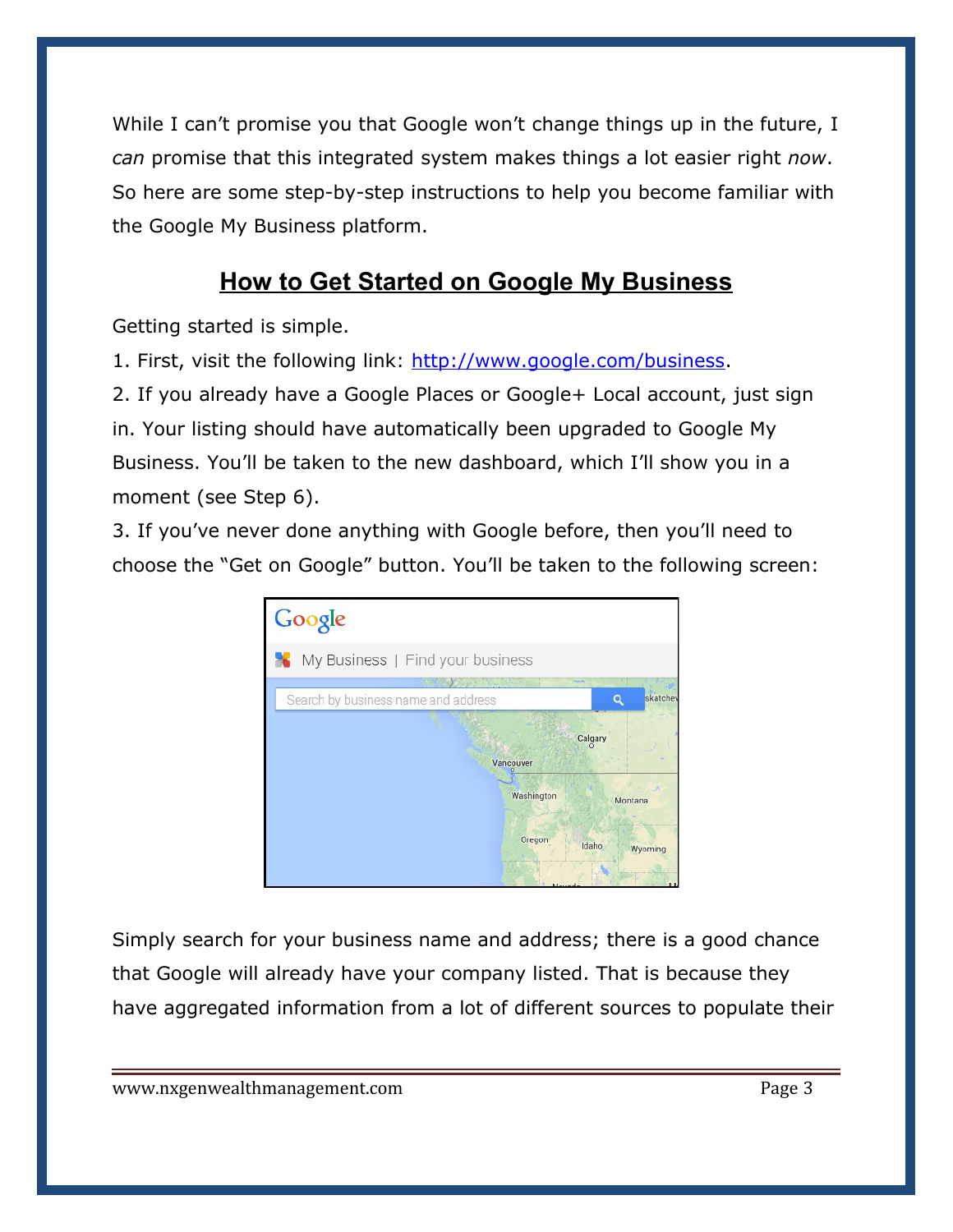While I can't promise you that Google won't change things up in the future, I *can* promise that this integrated system makes things a lot easier right *now*. So here are some step-by-step instructions to help you become familiar with the Google My Business platform.

## How to Get Started on Google My Business

Getting started is simple.

1. First, visit the following link: [http://www.google.com/business](http://www.google.com/business).
2. If you already have a Google Places or Google+ Local account, just sign in. Your listing should have automatically been upgraded to Google My Business. You'll be taken to the new dashboard, which I'll show you in a moment (see Step 6).
3. If you've never done anything with Google before, then you'll need to choose the "Get on Google" button. You'll be taken to the following screen:

Simply search for your business name and address; there is a good chance that Google will already have your company listed. That is because they have aggregated information from a lot of different sources to populate their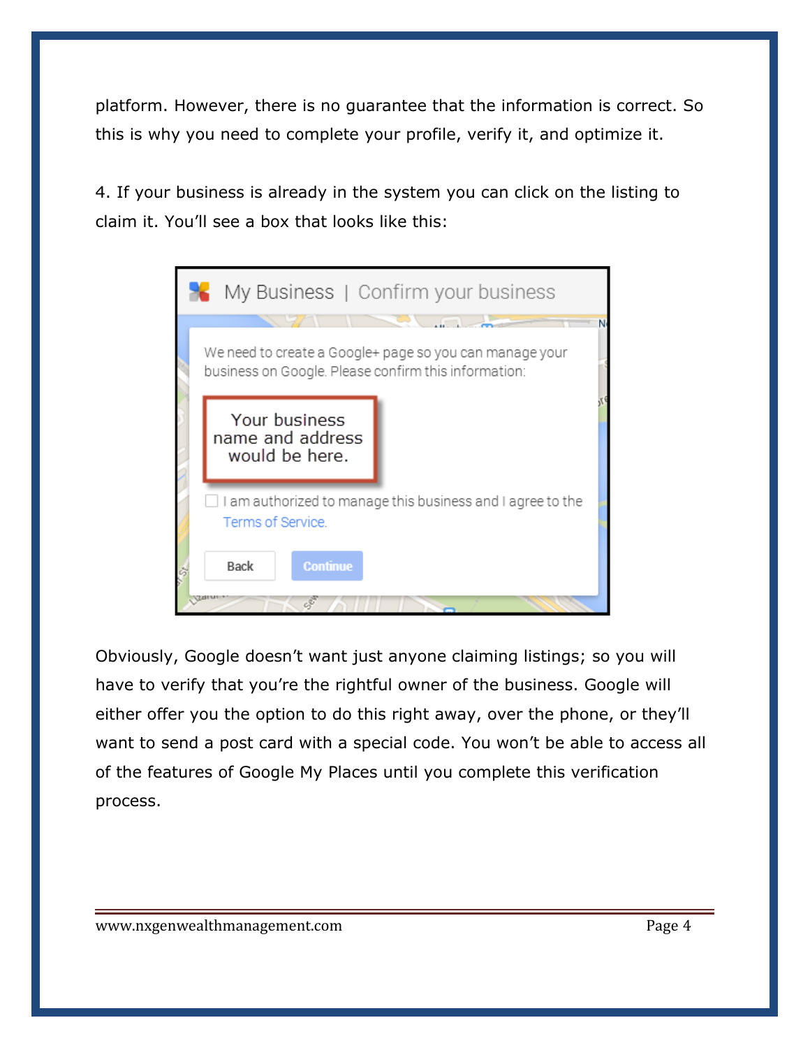platform. However, there is no guarantee that the information is correct. So this is why you need to complete your profile, verify it, and optimize it.

4. If your business is already in the system you can click on the listing to claim it. You'll see a box that looks like this:

Obviously, Google doesn't want just anyone claiming listings; so you will have to verify that you're the rightful owner of the business. Google will either offer you the option to do this right away, over the phone, or they'll want to send a post card with a special code. You won't be able to access all of the features of Google My Places until you complete this verification process.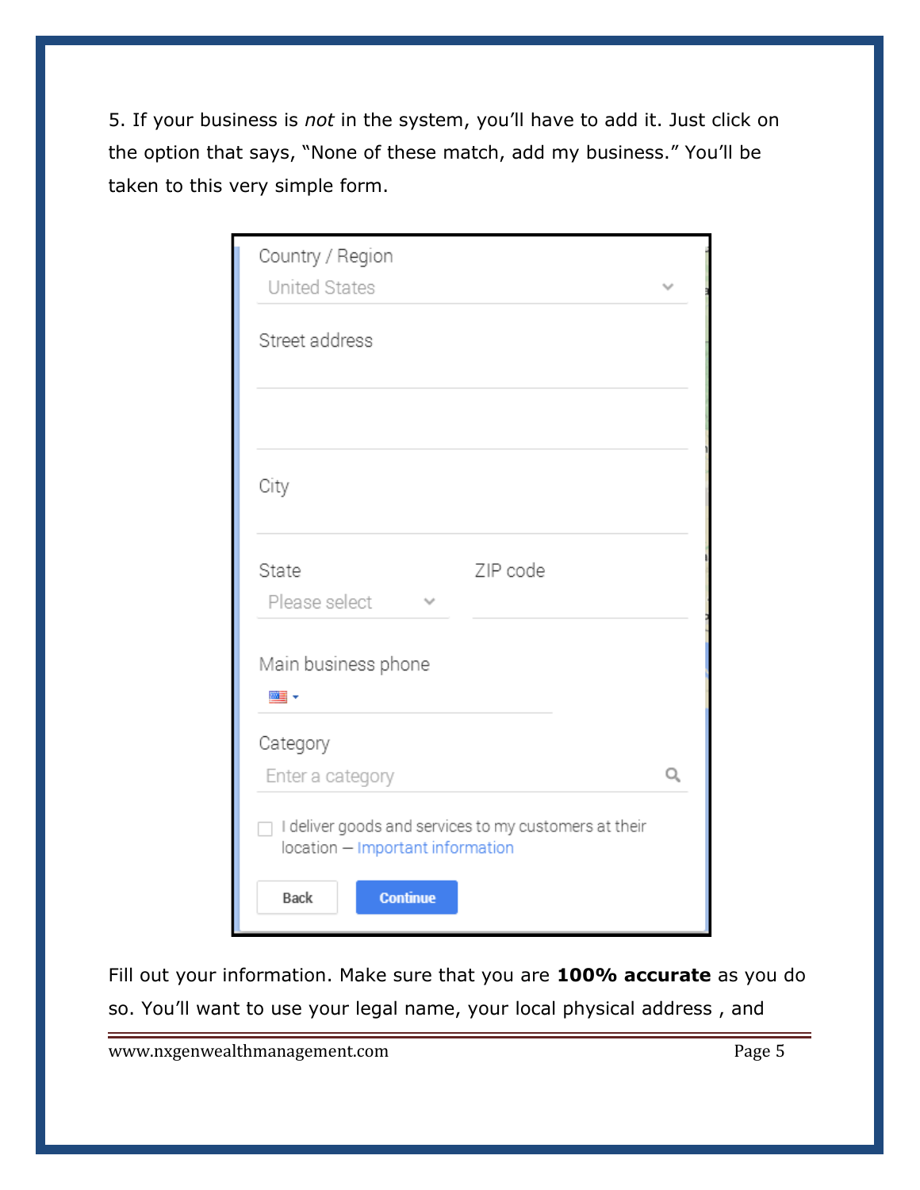5. If your business is *not* in the system, you'll have to add it. Just click on the option that says, "None of these match, add my business." You'll be taken to this very simple form.

Fill out your information. Make sure that you are **100% accurate** as you do so. You'll want to use your legal name, your local physical address , and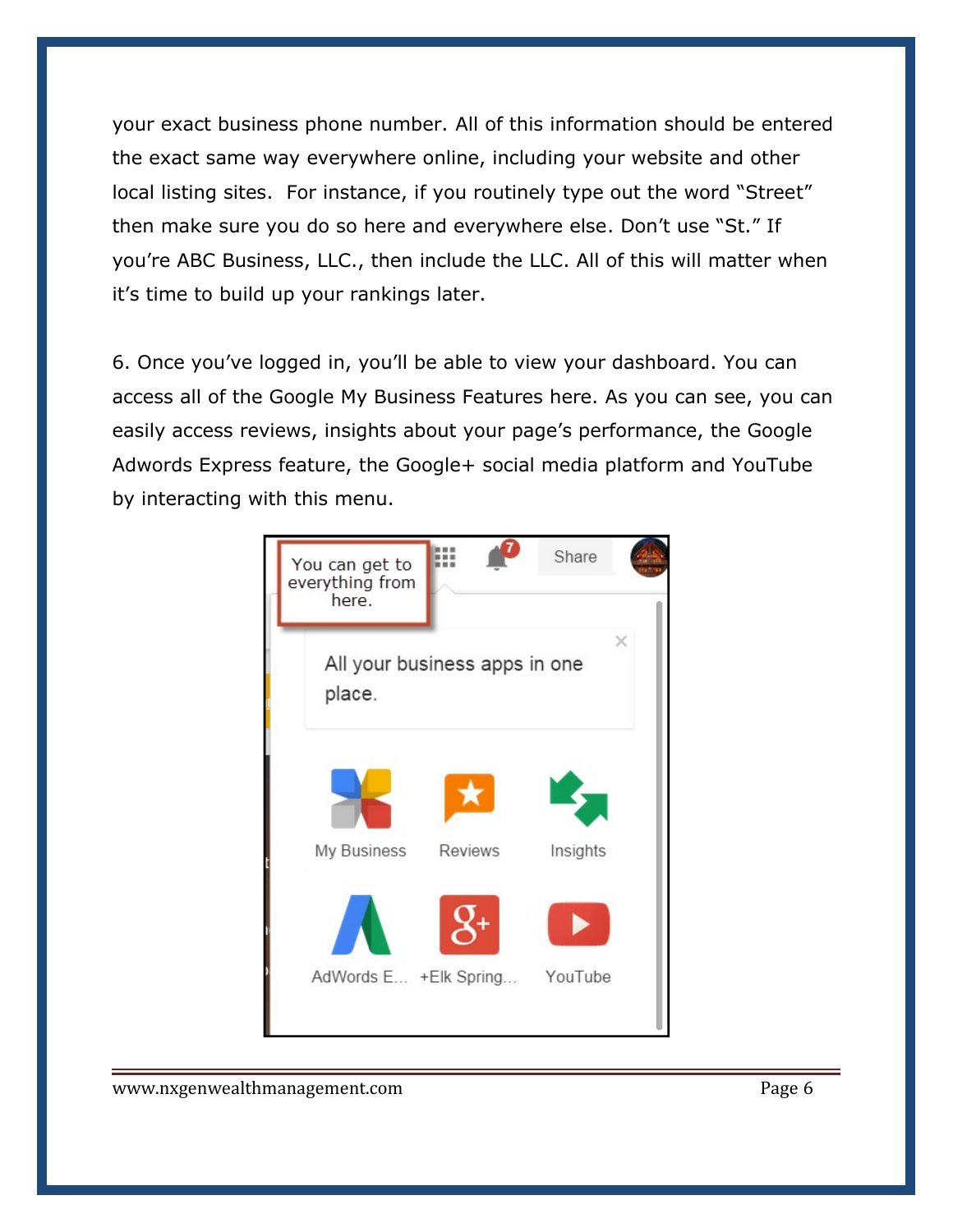your exact business phone number. All of this information should be entered the exact same way everywhere online, including your website and other local listing sites.  For instance, if you routinely type out the word "Street" then make sure you do so here and everywhere else. Don't use "St." If you're ABC Business, LLC., then include the LLC. All of this will matter when it's time to build up your rankings later.

6. Once you've logged in, you'll be able to view your dashboard. You can access all of the Google My Business Features here. As you can see, you can easily access reviews, insights about your page's performance, the Google Adwords Express feature, the Google+ social media platform and YouTube by interacting with this menu.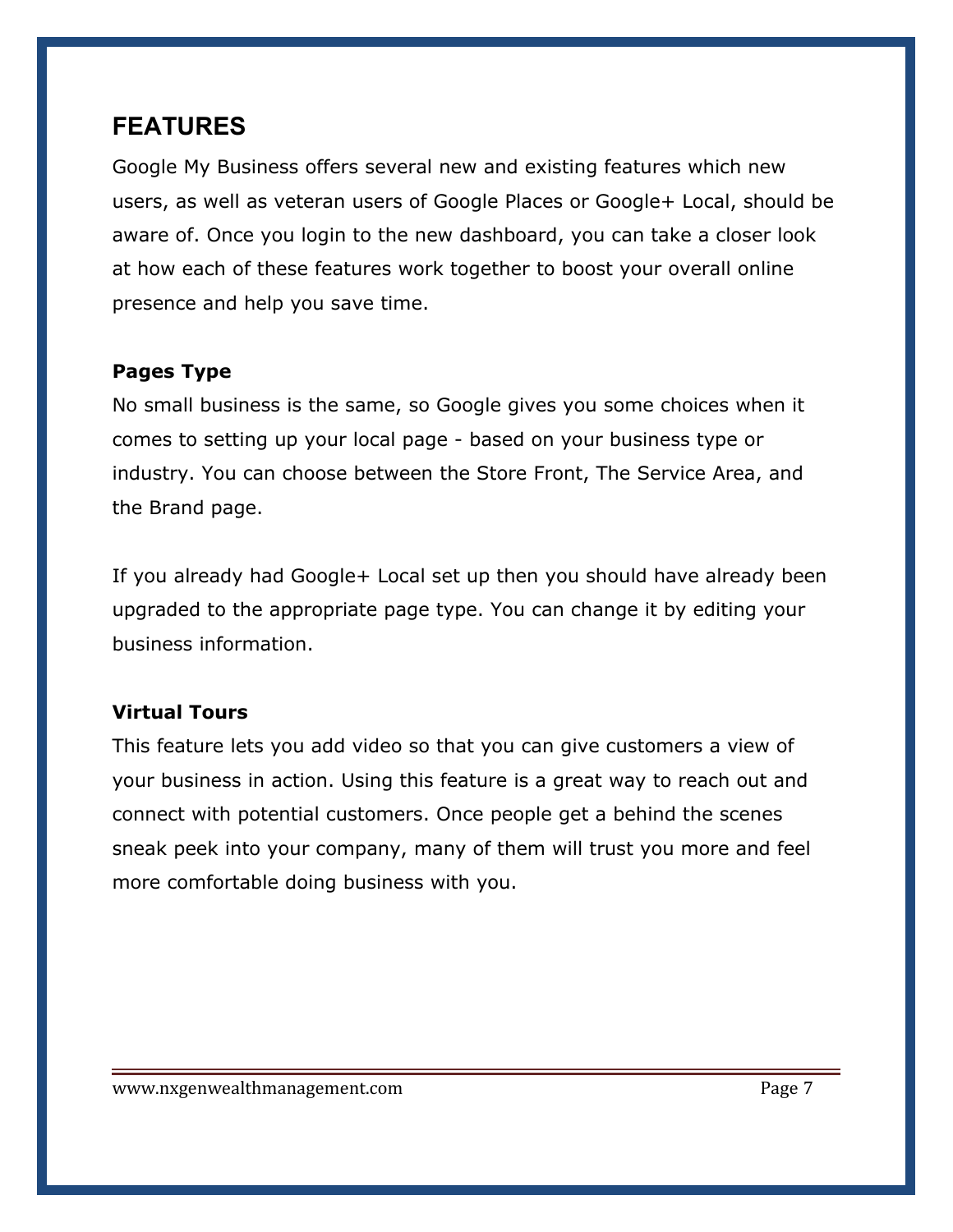## FEATURES

Google My Business offers several new and existing features which new users, as well as veteran users of Google Places or Google+ Local, should be aware of. Once you login to the new dashboard, you can take a closer look at how each of these features work together to boost your overall online presence and help you save time.

**Pages Type**

No small business is the same, so Google gives you some choices when it comes to setting up your local page - based on your business type or industry. You can choose between the Store Front, The Service Area, and the Brand page.

If you already had Google+ Local set up then you should have already been upgraded to the appropriate page type. You can change it by editing your business information.

**Virtual Tours**

This feature lets you add video so that you can give customers a view of your business in action. Using this feature is a great way to reach out and connect with potential customers. Once people get a behind the scenes sneak peek into your company, many of them will trust you more and feel more comfortable doing business with you.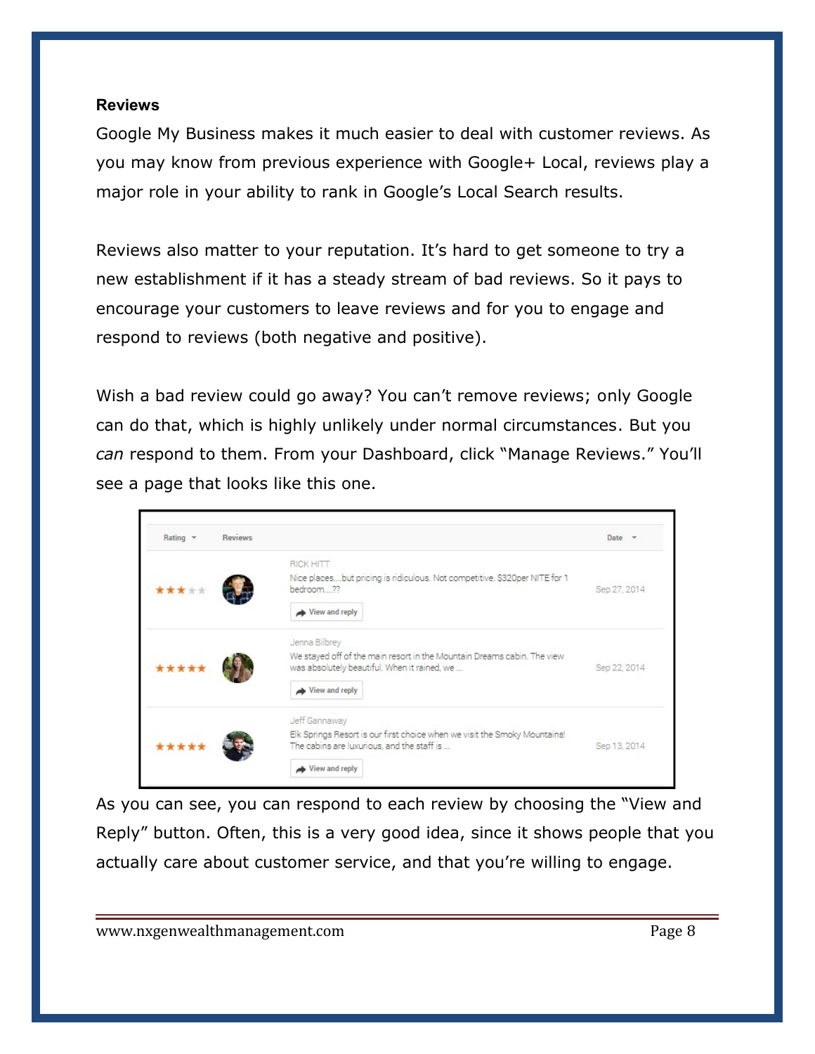**Reviews**

Google My Business makes it much easier to deal with customer reviews. As you may know from previous experience with Google+ Local, reviews play a major role in your ability to rank in Google's Local Search results.

Reviews also matter to your reputation. It's hard to get someone to try a new establishment if it has a steady stream of bad reviews. So it pays to encourage your customers to leave reviews and for you to engage and respond to reviews (both negative and positive).

Wish a bad review could go away? You can't remove reviews; only Google can do that, which is highly unlikely under normal circumstances. But you *can* respond to them. From your Dashboard, click "Manage Reviews." You'll see a page that looks like this one.

| Rating | Reviews | Date |
| --- | --- | --- |
| ★★★☆☆ | RICK HITT<br>Nice places....but pricing is ridiculous. Not competitive. $320per NITE for 1 bedroom....??<br>View and reply | Sep 27, 2014 |
| ★★★★★ | Jenna Bilbrey<br>We stayed off of the main resort in the Mountain Dreams cabin. The view was absolutely beautiful. When it rained, we ...<br>View and reply | Sep 22, 2014 |
| ★★★★★ | Jeff Gannaway<br>Elk Springs Resort is our first choice when we visit the Smoky Mountains! The cabins are luxurious, and the staff is ...<br>View and reply | Sep 13, 2014 |

As you can see, you can respond to each review by choosing the "View and Reply" button. Often, this is a very good idea, since it shows people that you actually care about customer service, and that you're willing to engage.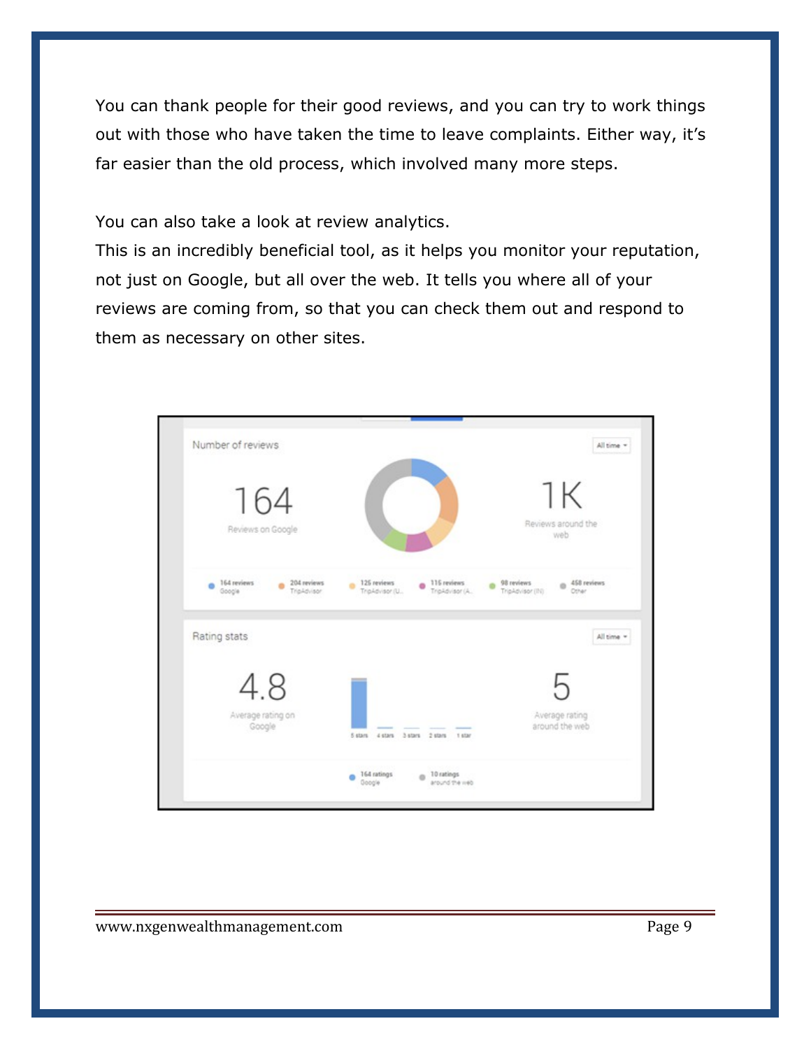You can thank people for their good reviews, and you can try to work things out with those who have taken the time to leave complaints. Either way, it's far easier than the old process, which involved many more steps.

You can also take a look at review analytics.
This is an incredibly beneficial tool, as it helps you monitor your reputation, not just on Google, but all over the web. It tells you where all of your reviews are coming from, so that you can check them out and respond to them as necessary on other sites.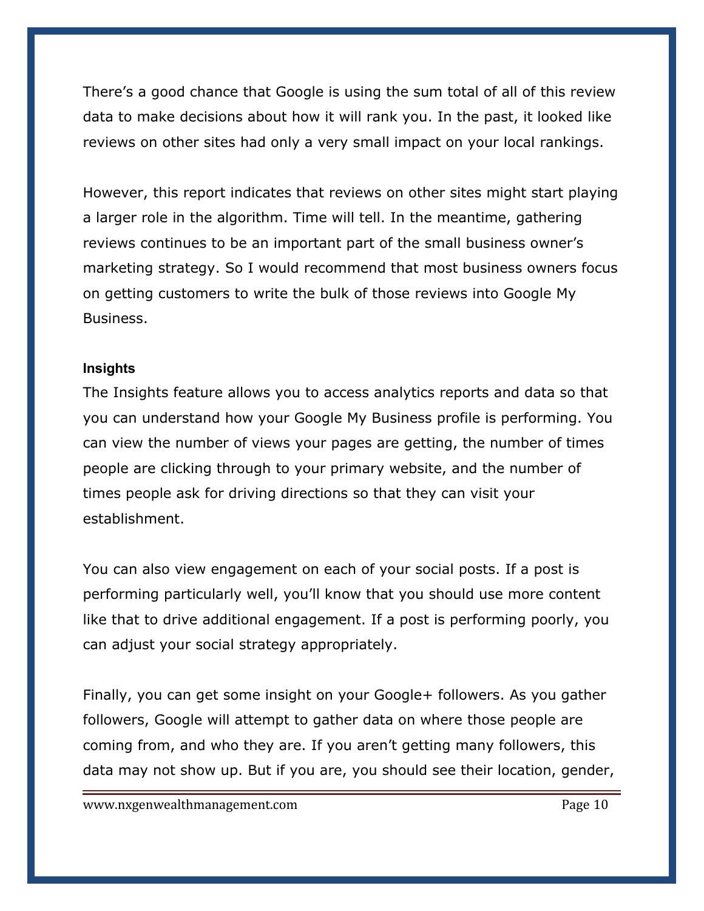There's a good chance that Google is using the sum total of all of this review data to make decisions about how it will rank you. In the past, it looked like reviews on other sites had only a very small impact on your local rankings.

However, this report indicates that reviews on other sites might start playing a larger role in the algorithm. Time will tell. In the meantime, gathering reviews continues to be an important part of the small business owner's marketing strategy. So I would recommend that most business owners focus on getting customers to write the bulk of those reviews into Google My Business.

**Insights**

The Insights feature allows you to access analytics reports and data so that you can understand how your Google My Business profile is performing. You can view the number of views your pages are getting, the number of times people are clicking through to your primary website, and the number of times people ask for driving directions so that they can visit your establishment.

You can also view engagement on each of your social posts. If a post is performing particularly well, you'll know that you should use more content like that to drive additional engagement. If a post is performing poorly, you can adjust your social strategy appropriately.

Finally, you can get some insight on your Google+ followers. As you gather followers, Google will attempt to gather data on where those people are coming from, and who they are. If you aren't getting many followers, this data may not show up. But if you are, you should see their location, gender,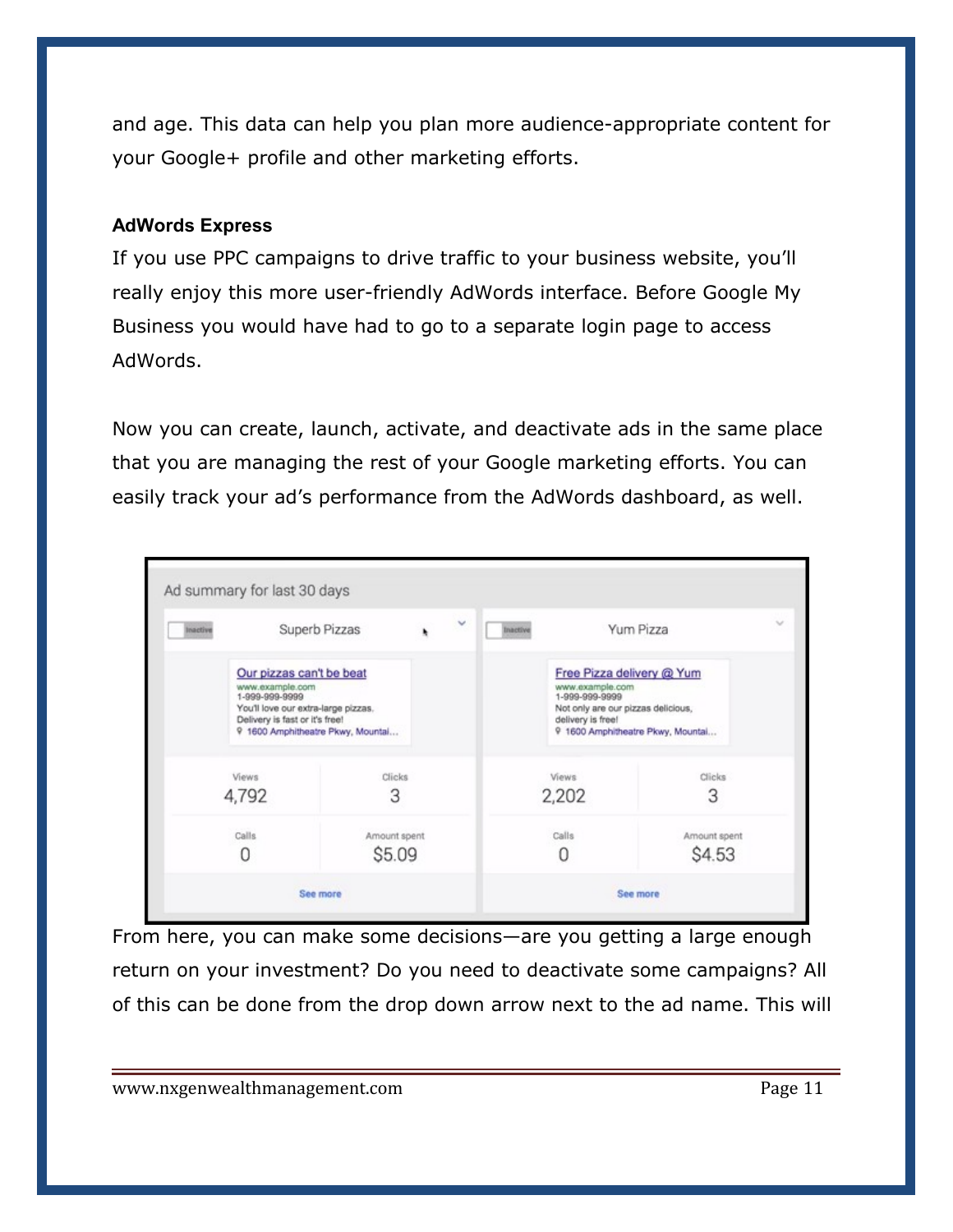and age. This data can help you plan more audience-appropriate content for your Google+ profile and other marketing efforts.

**AdWords Express**

If you use PPC campaigns to drive traffic to your business website, you'll really enjoy this more user-friendly AdWords interface. Before Google My Business you would have had to go to a separate login page to access AdWords.

Now you can create, launch, activate, and deactivate ads in the same place that you are managing the rest of your Google marketing efforts. You can easily track your ad's performance from the AdWords dashboard, as well.

From here, you can make some decisions—are you getting a large enough return on your investment? Do you need to deactivate some campaigns? All of this can be done from the drop down arrow next to the ad name. This will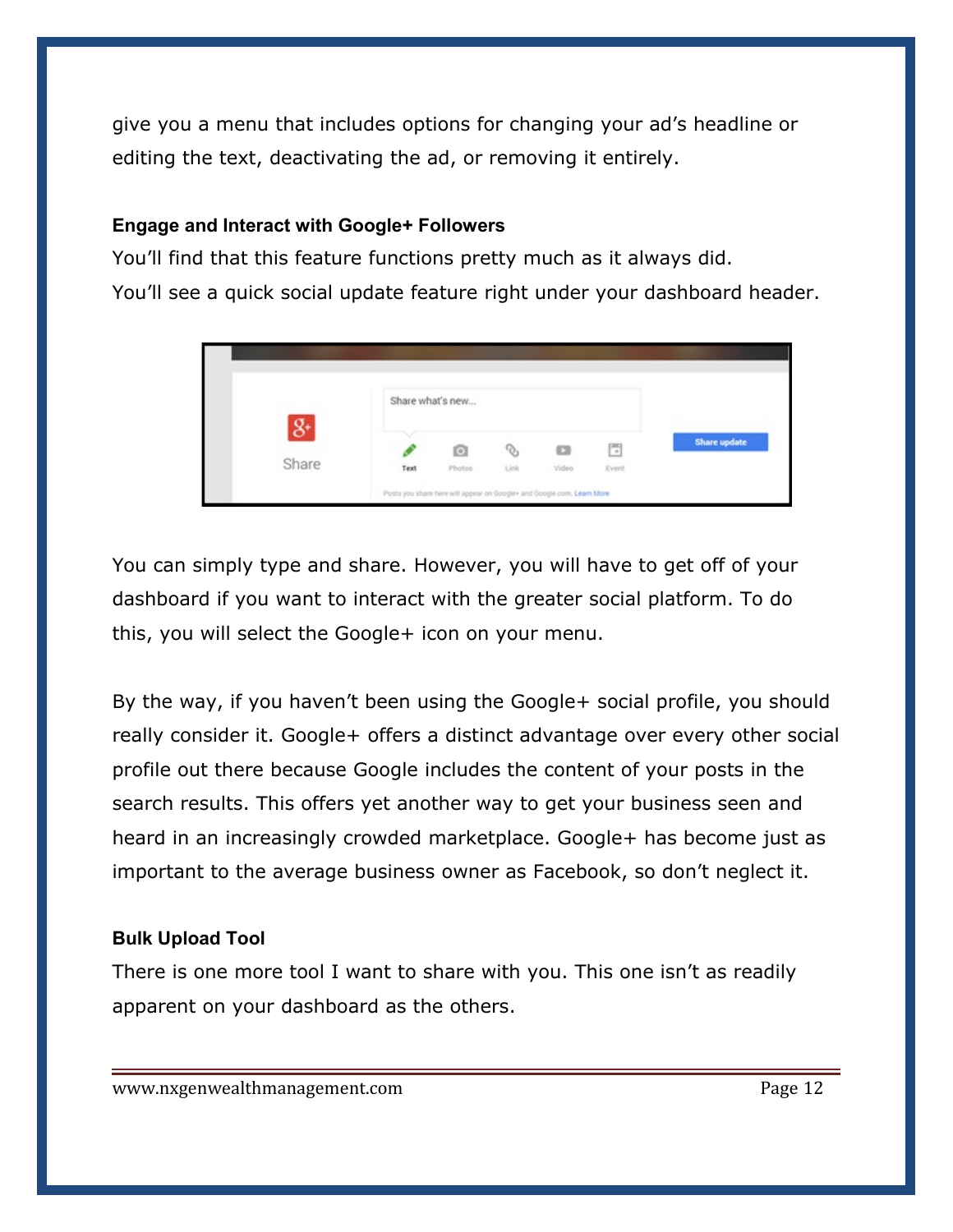give you a menu that includes options for changing your ad's headline or editing the text, deactivating the ad, or removing it entirely.

**Engage and Interact with Google+ Followers**

You'll find that this feature functions pretty much as it always did.
You'll see a quick social update feature right under your dashboard header.

You can simply type and share. However, you will have to get off of your dashboard if you want to interact with the greater social platform. To do this, you will select the Google+ icon on your menu.

By the way, if you haven't been using the Google+ social profile, you should really consider it. Google+ offers a distinct advantage over every other social profile out there because Google includes the content of your posts in the search results. This offers yet another way to get your business seen and heard in an increasingly crowded marketplace. Google+ has become just as important to the average business owner as Facebook, so don't neglect it.

**Bulk Upload Tool**

There is one more tool I want to share with you. This one isn't as readily apparent on your dashboard as the others.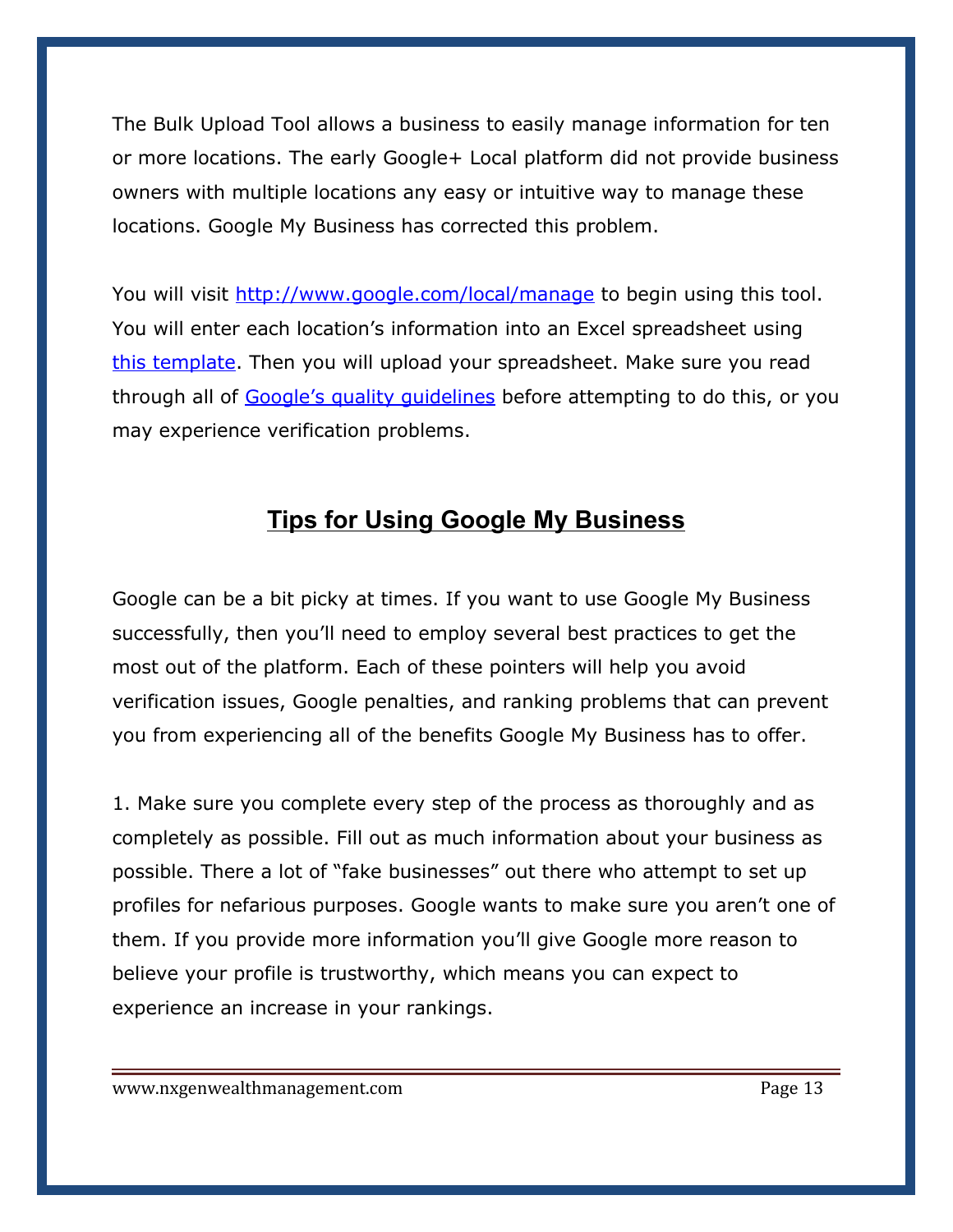The Bulk Upload Tool allows a business to easily manage information for ten or more locations. The early Google+ Local platform did not provide business owners with multiple locations any easy or intuitive way to manage these locations. Google My Business has corrected this problem.

You will visit [http://www.google.com/local/manage](http://www.google.com/local/manage) to begin using this tool. You will enter each location's information into an Excel spreadsheet using this template. Then you will upload your spreadsheet. Make sure you read through all of Google's quality guidelines before attempting to do this, or you may experience verification problems.

## Tips for Using Google My Business

Google can be a bit picky at times. If you want to use Google My Business successfully, then you'll need to employ several best practices to get the most out of the platform. Each of these pointers will help you avoid verification issues, Google penalties, and ranking problems that can prevent you from experiencing all of the benefits Google My Business has to offer.

1. Make sure you complete every step of the process as thoroughly and as completely as possible. Fill out as much information about your business as possible. There a lot of "fake businesses" out there who attempt to set up profiles for nefarious purposes. Google wants to make sure you aren't one of them. If you provide more information you'll give Google more reason to believe your profile is trustworthy, which means you can expect to experience an increase in your rankings.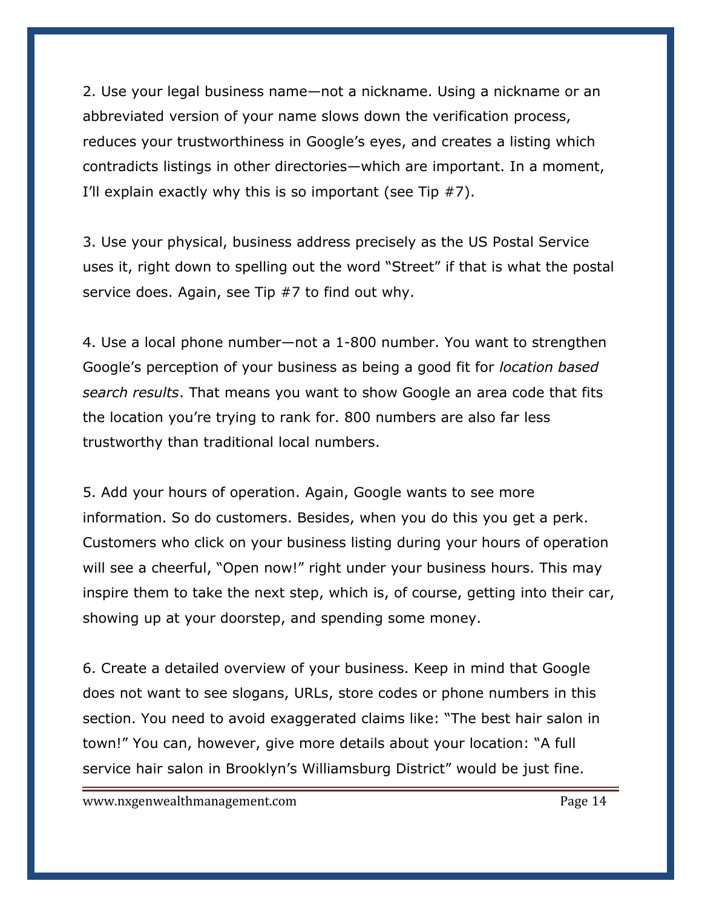2. Use your legal business name—not a nickname. Using a nickname or an abbreviated version of your name slows down the verification process, reduces your trustworthiness in Google's eyes, and creates a listing which contradicts listings in other directories—which are important. In a moment, I'll explain exactly why this is so important (see Tip #7).

3. Use your physical, business address precisely as the US Postal Service uses it, right down to spelling out the word "Street" if that is what the postal service does. Again, see Tip #7 to find out why.

4. Use a local phone number—not a 1-800 number. You want to strengthen Google's perception of your business as being a good fit for *location based search results*. That means you want to show Google an area code that fits the location you're trying to rank for. 800 numbers are also far less trustworthy than traditional local numbers.

5. Add your hours of operation. Again, Google wants to see more information. So do customers. Besides, when you do this you get a perk. Customers who click on your business listing during your hours of operation will see a cheerful, "Open now!" right under your business hours. This may inspire them to take the next step, which is, of course, getting into their car, showing up at your doorstep, and spending some money.

6. Create a detailed overview of your business. Keep in mind that Google does not want to see slogans, URLs, store codes or phone numbers in this section. You need to avoid exaggerated claims like: "The best hair salon in town!" You can, however, give more details about your location: "A full service hair salon in Brooklyn's Williamsburg District" would be just fine.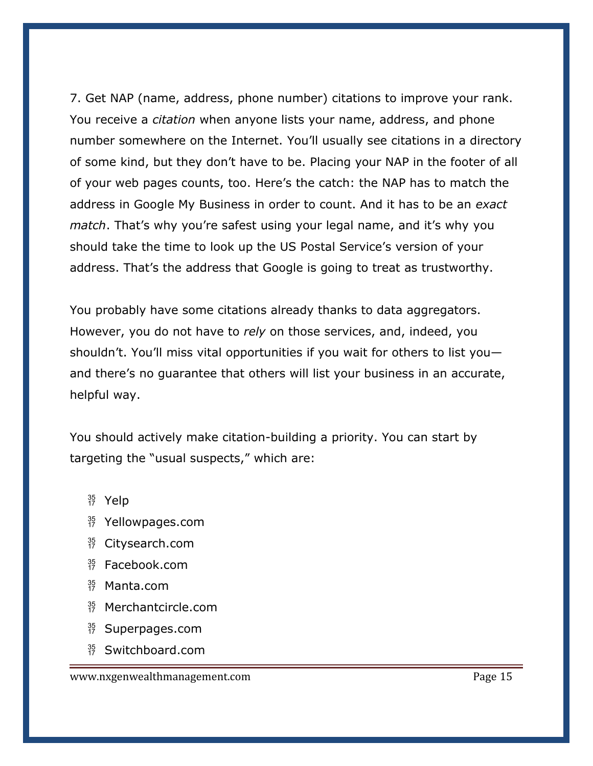7. Get NAP (name, address, phone number) citations to improve your rank. You receive a *citation* when anyone lists your name, address, and phone number somewhere on the Internet. You'll usually see citations in a directory of some kind, but they don't have to be. Placing your NAP in the footer of all of your web pages counts, too. Here's the catch: the NAP has to match the address in Google My Business in order to count. And it has to be an *exact match*. That's why you're safest using your legal name, and it's why you should take the time to look up the US Postal Service's version of your address. That's the address that Google is going to treat as trustworthy.

You probably have some citations already thanks to data aggregators. However, you do not have to *rely* on those services, and, indeed, you shouldn't. You'll miss vital opportunities if you wait for others to list you—and there's no guarantee that others will list your business in an accurate, helpful way.

You should actively make citation-building a priority. You can start by targeting the "usual suspects," which are:

- Yelp
- Yellowpages.com
- Citysearch.com
- Facebook.com
- Manta.com
- Merchantcircle.com
- Superpages.com
- Switchboard.com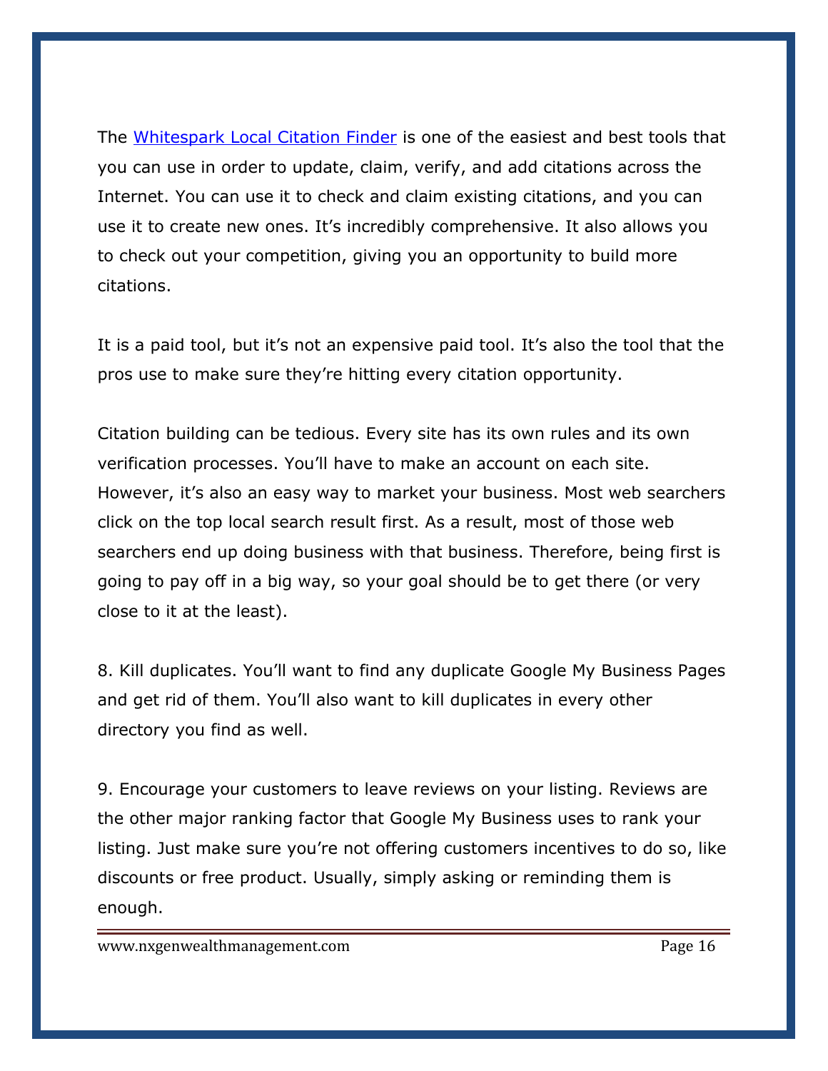The [Whitespark Local Citation Finder] is one of the easiest and best tools that you can use in order to update, claim, verify, and add citations across the Internet. You can use it to check and claim existing citations, and you can use it to create new ones. It's incredibly comprehensive. It also allows you to check out your competition, giving you an opportunity to build more citations.

It is a paid tool, but it's not an expensive paid tool. It's also the tool that the pros use to make sure they're hitting every citation opportunity.

Citation building can be tedious. Every site has its own rules and its own verification processes. You'll have to make an account on each site. However, it's also an easy way to market your business. Most web searchers click on the top local search result first. As a result, most of those web searchers end up doing business with that business. Therefore, being first is going to pay off in a big way, so your goal should be to get there (or very close to it at the least).

8. Kill duplicates. You'll want to find any duplicate Google My Business Pages and get rid of them. You'll also want to kill duplicates in every other directory you find as well.

9. Encourage your customers to leave reviews on your listing. Reviews are the other major ranking factor that Google My Business uses to rank your listing. Just make sure you're not offering customers incentives to do so, like discounts or free product. Usually, simply asking or reminding them is enough.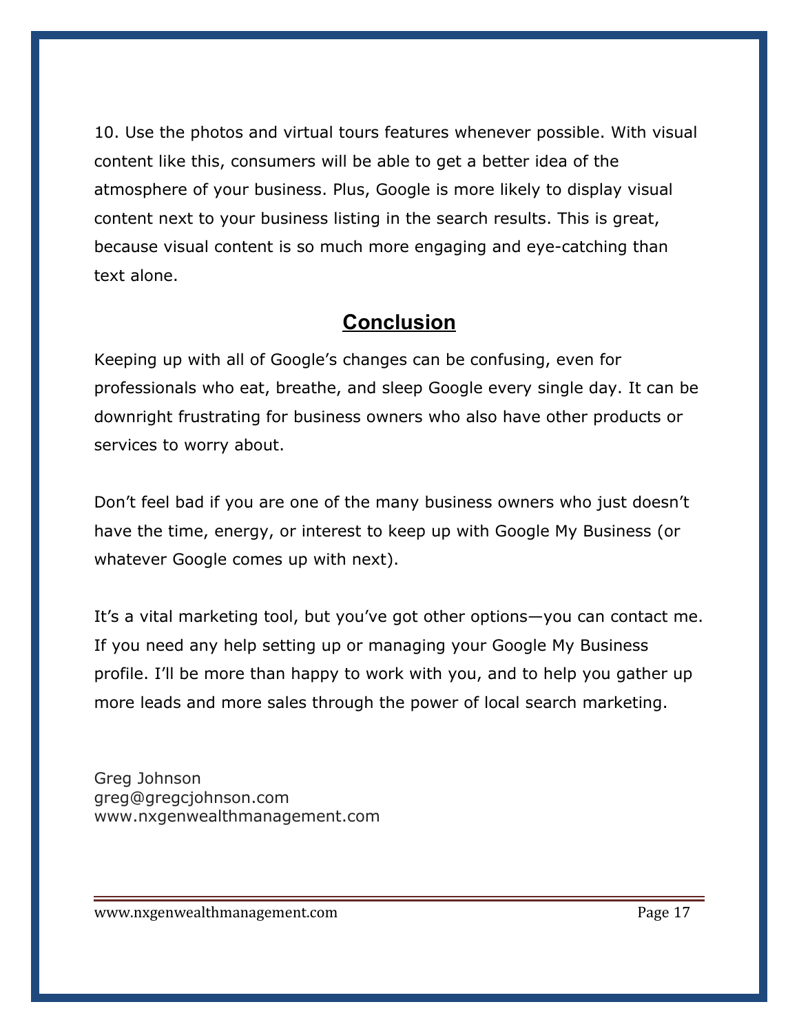10. Use the photos and virtual tours features whenever possible. With visual content like this, consumers will be able to get a better idea of the atmosphere of your business. Plus, Google is more likely to display visual content next to your business listing in the search results. This is great, because visual content is so much more engaging and eye-catching than text alone.

## Conclusion

Keeping up with all of Google's changes can be confusing, even for professionals who eat, breathe, and sleep Google every single day. It can be downright frustrating for business owners who also have other products or services to worry about.

Don't feel bad if you are one of the many business owners who just doesn't have the time, energy, or interest to keep up with Google My Business (or whatever Google comes up with next).

It's a vital marketing tool, but you've got other options—you can contact me. If you need any help setting up or managing your Google My Business profile. I'll be more than happy to work with you, and to help you gather up more leads and more sales through the power of local search marketing.

Greg Johnson
greg@gregcjohnson.com
www.nxgenwealthmanagement.com